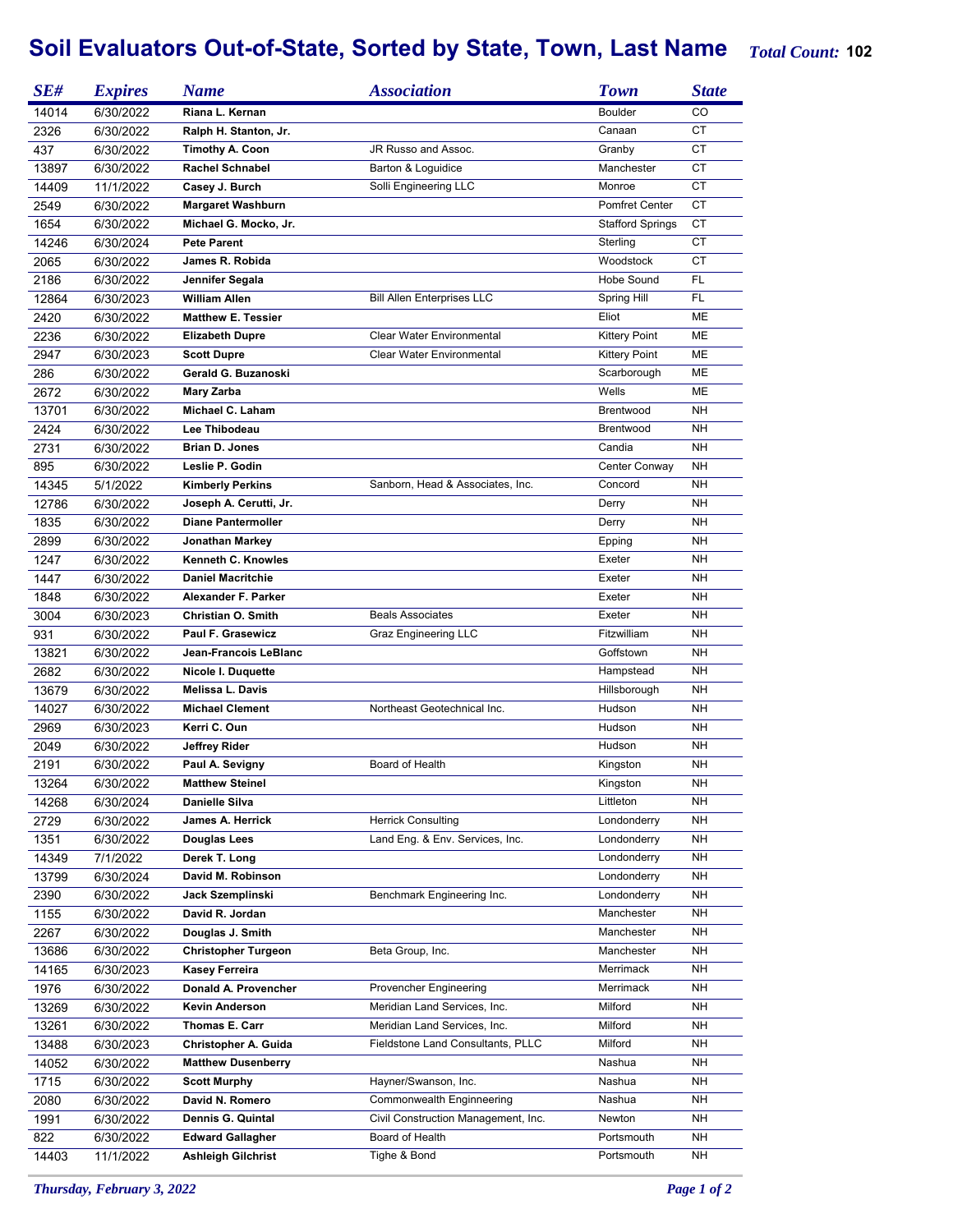# Soil Evaluators Out-of-State, Sorted by State, Town, Last Name

*Total Count:* **102**

| SE# | Expires | Name | Association | Town | State |
|---|---|---|---|---|---|
| 14014 | 6/30/2022 | **Riana L. Kernan** | | Boulder | CO |
| 2326 | 6/30/2022 | **Ralph H. Stanton, Jr.** | | Canaan | CT |
| 437 | 6/30/2022 | **Timothy A. Coon** | JR Russo and Assoc. | Granby | CT |
| 13897 | 6/30/2022 | **Rachel Schnabel** | Barton & Loguidice | Manchester | CT |
| 14409 | 11/1/2022 | **Casey J. Burch** | Solli Engineering LLC | Monroe | CT |
| 2549 | 6/30/2022 | **Margaret Washburn** | | Pomfret Center | CT |
| 1654 | 6/30/2022 | **Michael G. Mocko, Jr.** | | Stafford Springs | CT |
| 14246 | 6/30/2024 | **Pete Parent** | | Sterling | CT |
| 2065 | 6/30/2022 | **James R. Robida** | | Woodstock | CT |
| 2186 | 6/30/2022 | **Jennifer Segala** | | Hobe Sound | FL |
| 12864 | 6/30/2023 | **William Allen** | Bill Allen Enterprises LLC | Spring Hill | FL |
| 2420 | 6/30/2022 | **Matthew E. Tessier** | | Eliot | ME |
| 2236 | 6/30/2022 | **Elizabeth Dupre** | Clear Water Environmental | Kittery Point | ME |
| 2947 | 6/30/2023 | **Scott Dupre** | Clear Water Environmental | Kittery Point | ME |
| 286 | 6/30/2022 | **Gerald G. Buzanoski** | | Scarborough | ME |
| 2672 | 6/30/2022 | **Mary Zarba** | | Wells | ME |
| 13701 | 6/30/2022 | **Michael C. Laham** | | Brentwood | NH |
| 2424 | 6/30/2022 | **Lee Thibodeau** | | Brentwood | NH |
| 2731 | 6/30/2022 | **Brian D. Jones** | | Candia | NH |
| 895 | 6/30/2022 | **Leslie P. Godin** | | Center Conway | NH |
| 14345 | 5/1/2022 | **Kimberly Perkins** | Sanborn, Head & Associates, Inc. | Concord | NH |
| 12786 | 6/30/2022 | **Joseph A. Cerutti, Jr.** | | Derry | NH |
| 1835 | 6/30/2022 | **Diane Pantermoller** | | Derry | NH |
| 2899 | 6/30/2022 | **Jonathan Markey** | | Epping | NH |
| 1247 | 6/30/2022 | **Kenneth C. Knowles** | | Exeter | NH |
| 1447 | 6/30/2022 | **Daniel Macritchie** | | Exeter | NH |
| 1848 | 6/30/2022 | **Alexander F. Parker** | | Exeter | NH |
| 3004 | 6/30/2023 | **Christian O. Smith** | Beals Associates | Exeter | NH |
| 931 | 6/30/2022 | **Paul F. Grasewicz** | Graz Engineering LLC | Fitzwilliam | NH |
| 13821 | 6/30/2022 | **Jean-Francois LeBlanc** | | Goffstown | NH |
| 2682 | 6/30/2022 | **Nicole I. Duquette** | | Hampstead | NH |
| 13679 | 6/30/2022 | **Melissa L. Davis** | | Hillsborough | NH |
| 14027 | 6/30/2022 | **Michael Clement** | Northeast Geotechnical Inc. | Hudson | NH |
| 2969 | 6/30/2023 | **Kerri C. Oun** | | Hudson | NH |
| 2049 | 6/30/2022 | **Jeffrey Rider** | | Hudson | NH |
| 2191 | 6/30/2022 | **Paul A. Sevigny** | Board of Health | Kingston | NH |
| 13264 | 6/30/2022 | **Matthew Steinel** | | Kingston | NH |
| 14268 | 6/30/2024 | **Danielle Silva** | | Littleton | NH |
| 2729 | 6/30/2022 | **James A. Herrick** | Herrick Consulting | Londonderry | NH |
| 1351 | 6/30/2022 | **Douglas Lees** | Land Eng. & Env. Services, Inc. | Londonderry | NH |
| 14349 | 7/1/2022 | **Derek T. Long** | | Londonderry | NH |
| 13799 | 6/30/2024 | **David M. Robinson** | | Londonderry | NH |
| 2390 | 6/30/2022 | **Jack Szemplinski** | Benchmark Engineering Inc. | Londonderry | NH |
| 1155 | 6/30/2022 | **David R. Jordan** | | Manchester | NH |
| 2267 | 6/30/2022 | **Douglas J. Smith** | | Manchester | NH |
| 13686 | 6/30/2022 | **Christopher Turgeon** | Beta Group, Inc. | Manchester | NH |
| 14165 | 6/30/2023 | **Kasey Ferreira** | | Merrimack | NH |
| 1976 | 6/30/2022 | **Donald A. Provencher** | Provencher Engineering | Merrimack | NH |
| 13269 | 6/30/2022 | **Kevin Anderson** | Meridian Land Services, Inc. | Milford | NH |
| 13261 | 6/30/2022 | **Thomas E. Carr** | Meridian Land Services, Inc. | Milford | NH |
| 13488 | 6/30/2023 | **Christopher A. Guida** | Fieldstone Land Consultants, PLLC | Milford | NH |
| 14052 | 6/30/2022 | **Matthew Dusenberry** | | Nashua | NH |
| 1715 | 6/30/2022 | **Scott Murphy** | Hayner/Swanson, Inc. | Nashua | NH |
| 2080 | 6/30/2022 | **David N. Romero** | Commonwealth Enginneering | Nashua | NH |
| 1991 | 6/30/2022 | **Dennis G. Quintal** | Civil Construction Management, Inc. | Newton | NH |
| 822 | 6/30/2022 | **Edward Gallagher** | Board of Health | Portsmouth | NH |
| 14403 | 11/1/2022 | **Ashleigh Gilchrist** | Tighe & Bond | Portsmouth | NH |

*Thursday, February 3, 2022*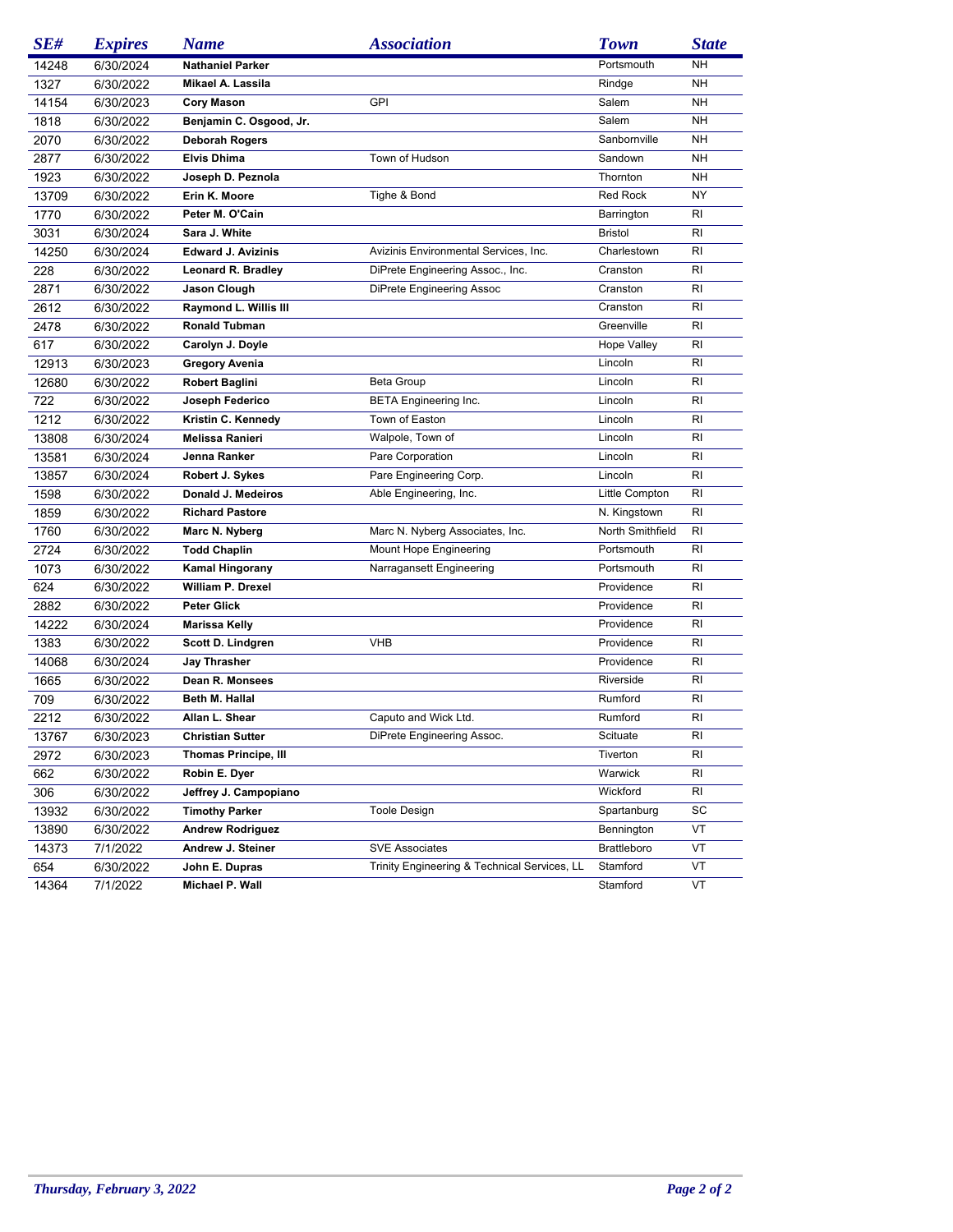| SE# | Expires | Name | Association | Town | State |
|---|---|---|---|---|---|
| 14248 | 6/30/2024 | **Nathaniel Parker** | | Portsmouth | NH |
| 1327 | 6/30/2022 | **Mikael A. Lassila** | | Rindge | NH |
| 14154 | 6/30/2023 | **Cory Mason** | GPI | Salem | NH |
| 1818 | 6/30/2022 | **Benjamin C. Osgood, Jr.** | | Salem | NH |
| 2070 | 6/30/2022 | **Deborah Rogers** | | Sanbornville | NH |
| 2877 | 6/30/2022 | **Elvis Dhima** | Town of Hudson | Sandown | NH |
| 1923 | 6/30/2022 | **Joseph D. Peznola** | | Thornton | NH |
| 13709 | 6/30/2022 | **Erin K. Moore** | Tighe & Bond | Red Rock | NY |
| 1770 | 6/30/2022 | **Peter M. O'Cain** | | Barrington | RI |
| 3031 | 6/30/2024 | **Sara J. White** | | Bristol | RI |
| 14250 | 6/30/2024 | **Edward J. Avizinis** | Avizinis Environmental Services, Inc. | Charlestown | RI |
| 228 | 6/30/2022 | **Leonard R. Bradley** | DiPrete Engineering Assoc., Inc. | Cranston | RI |
| 2871 | 6/30/2022 | **Jason Clough** | DiPrete Engineering Assoc | Cranston | RI |
| 2612 | 6/30/2022 | **Raymond L. Willis III** | | Cranston | RI |
| 2478 | 6/30/2022 | **Ronald Tubman** | | Greenville | RI |
| 617 | 6/30/2022 | **Carolyn J. Doyle** | | Hope Valley | RI |
| 12913 | 6/30/2023 | **Gregory Avenia** | | Lincoln | RI |
| 12680 | 6/30/2022 | **Robert Baglini** | Beta Group | Lincoln | RI |
| 722 | 6/30/2022 | **Joseph Federico** | BETA Engineering Inc. | Lincoln | RI |
| 1212 | 6/30/2022 | **Kristin C. Kennedy** | Town of Easton | Lincoln | RI |
| 13808 | 6/30/2024 | **Melissa Ranieri** | Walpole, Town of | Lincoln | RI |
| 13581 | 6/30/2024 | **Jenna Ranker** | Pare Corporation | Lincoln | RI |
| 13857 | 6/30/2024 | **Robert J. Sykes** | Pare Engineering Corp. | Lincoln | RI |
| 1598 | 6/30/2022 | **Donald J. Medeiros** | Able Engineering, Inc. | Little Compton | RI |
| 1859 | 6/30/2022 | **Richard Pastore** | | N. Kingstown | RI |
| 1760 | 6/30/2022 | **Marc N. Nyberg** | Marc N. Nyberg Associates, Inc. | North Smithfield | RI |
| 2724 | 6/30/2022 | **Todd Chaplin** | Mount Hope Engineering | Portsmouth | RI |
| 1073 | 6/30/2022 | **Kamal Hingorany** | Narragansett Engineering | Portsmouth | RI |
| 624 | 6/30/2022 | **William P. Drexel** | | Providence | RI |
| 2882 | 6/30/2022 | **Peter Glick** | | Providence | RI |
| 14222 | 6/30/2024 | **Marissa Kelly** | | Providence | RI |
| 1383 | 6/30/2022 | **Scott D. Lindgren** | VHB | Providence | RI |
| 14068 | 6/30/2024 | **Jay Thrasher** | | Providence | RI |
| 1665 | 6/30/2022 | **Dean R. Monsees** | | Riverside | RI |
| 709 | 6/30/2022 | **Beth M. Hallal** | | Rumford | RI |
| 2212 | 6/30/2022 | **Allan L. Shear** | Caputo and Wick Ltd. | Rumford | RI |
| 13767 | 6/30/2023 | **Christian Sutter** | DiPrete Engineering Assoc. | Scituate | RI |
| 2972 | 6/30/2023 | **Thomas Principe, III** | | Tiverton | RI |
| 662 | 6/30/2022 | **Robin E. Dyer** | | Warwick | RI |
| 306 | 6/30/2022 | **Jeffrey J. Campopiano** | | Wickford | RI |
| 13932 | 6/30/2022 | **Timothy Parker** | Toole Design | Spartanburg | SC |
| 13890 | 6/30/2022 | **Andrew Rodriguez** | | Bennington | VT |
| 14373 | 7/1/2022 | **Andrew J. Steiner** | SVE Associates | Brattleboro | VT |
| 654 | 6/30/2022 | **John E. Dupras** | Trinity Engineering & Technical Services, LL | Stamford | VT |
| 14364 | 7/1/2022 | **Michael P. Wall** | | Stamford | VT |

*Thursday, February 3, 2022*